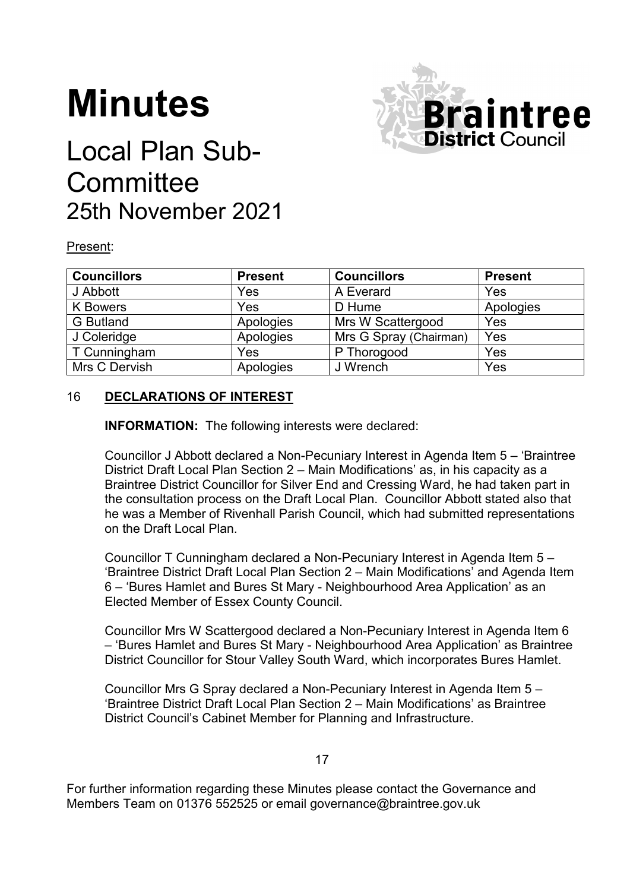# Minutes

## Local Plan Sub-Committee

## 25th November 2021

Present:

| Councillors | Present | Councillors | Present |
|---|---|---|---|
| J Abbott | Yes | A Everard | Yes |
| K Bowers | Yes | D Hume | Apologies |
| G Butland | Apologies | Mrs W Scattergood | Yes |
| J Coleridge | Apologies | Mrs G Spray (Chairman) | Yes |
| T Cunningham | Yes | P Thorogood | Yes |
| Mrs C Dervish | Apologies | J Wrench | Yes |

### 16 **DECLARATIONS OF INTEREST**

**INFORMATION:** The following interests were declared:

Councillor J Abbott declared a Non-Pecuniary Interest in Agenda Item 5 – 'Braintree District Draft Local Plan Section 2 – Main Modifications' as, in his capacity as a Braintree District Councillor for Silver End and Cressing Ward, he had taken part in the consultation process on the Draft Local Plan. Councillor Abbott stated also that he was a Member of Rivenhall Parish Council, which had submitted representations on the Draft Local Plan.

Councillor T Cunningham declared a Non-Pecuniary Interest in Agenda Item 5 – 'Braintree District Draft Local Plan Section 2 – Main Modifications' and Agenda Item 6 – 'Bures Hamlet and Bures St Mary - Neighbourhood Area Application' as an Elected Member of Essex County Council.

Councillor Mrs W Scattergood declared a Non-Pecuniary Interest in Agenda Item 6 – 'Bures Hamlet and Bures St Mary - Neighbourhood Area Application' as Braintree District Councillor for Stour Valley South Ward, which incorporates Bures Hamlet.

Councillor Mrs G Spray declared a Non-Pecuniary Interest in Agenda Item 5 – 'Braintree District Draft Local Plan Section 2 – Main Modifications' as Braintree District Council's Cabinet Member for Planning and Infrastructure.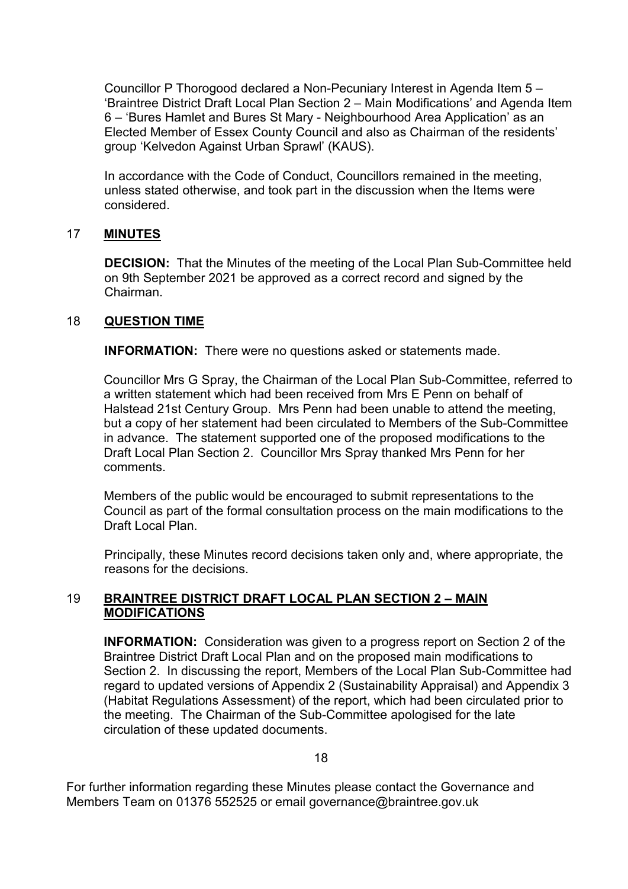Councillor P Thorogood declared a Non-Pecuniary Interest in Agenda Item 5 – 'Braintree District Draft Local Plan Section 2 – Main Modifications' and Agenda Item 6 – 'Bures Hamlet and Bures St Mary - Neighbourhood Area Application' as an Elected Member of Essex County Council and also as Chairman of the residents' group 'Kelvedon Against Urban Sprawl' (KAUS).

In accordance with the Code of Conduct, Councillors remained in the meeting, unless stated otherwise, and took part in the discussion when the Items were considered.

## 17 **MINUTES**

**DECISION:** That the Minutes of the meeting of the Local Plan Sub-Committee held on 9th September 2021 be approved as a correct record and signed by the Chairman.

## 18 **QUESTION TIME**

**INFORMATION:** There were no questions asked or statements made.

Councillor Mrs G Spray, the Chairman of the Local Plan Sub-Committee, referred to a written statement which had been received from Mrs E Penn on behalf of Halstead 21st Century Group. Mrs Penn had been unable to attend the meeting, but a copy of her statement had been circulated to Members of the Sub-Committee in advance. The statement supported one of the proposed modifications to the Draft Local Plan Section 2. Councillor Mrs Spray thanked Mrs Penn for her comments.

Members of the public would be encouraged to submit representations to the Council as part of the formal consultation process on the main modifications to the Draft Local Plan.

Principally, these Minutes record decisions taken only and, where appropriate, the reasons for the decisions.

## 19 **BRAINTREE DISTRICT DRAFT LOCAL PLAN SECTION 2 – MAIN MODIFICATIONS**

**INFORMATION:** Consideration was given to a progress report on Section 2 of the Braintree District Draft Local Plan and on the proposed main modifications to Section 2. In discussing the report, Members of the Local Plan Sub-Committee had regard to updated versions of Appendix 2 (Sustainability Appraisal) and Appendix 3 (Habitat Regulations Assessment) of the report, which had been circulated prior to the meeting. The Chairman of the Sub-Committee apologised for the late circulation of these updated documents.

For further information regarding these Minutes please contact the Governance and Members Team on 01376 552525 or email governance@braintree.gov.uk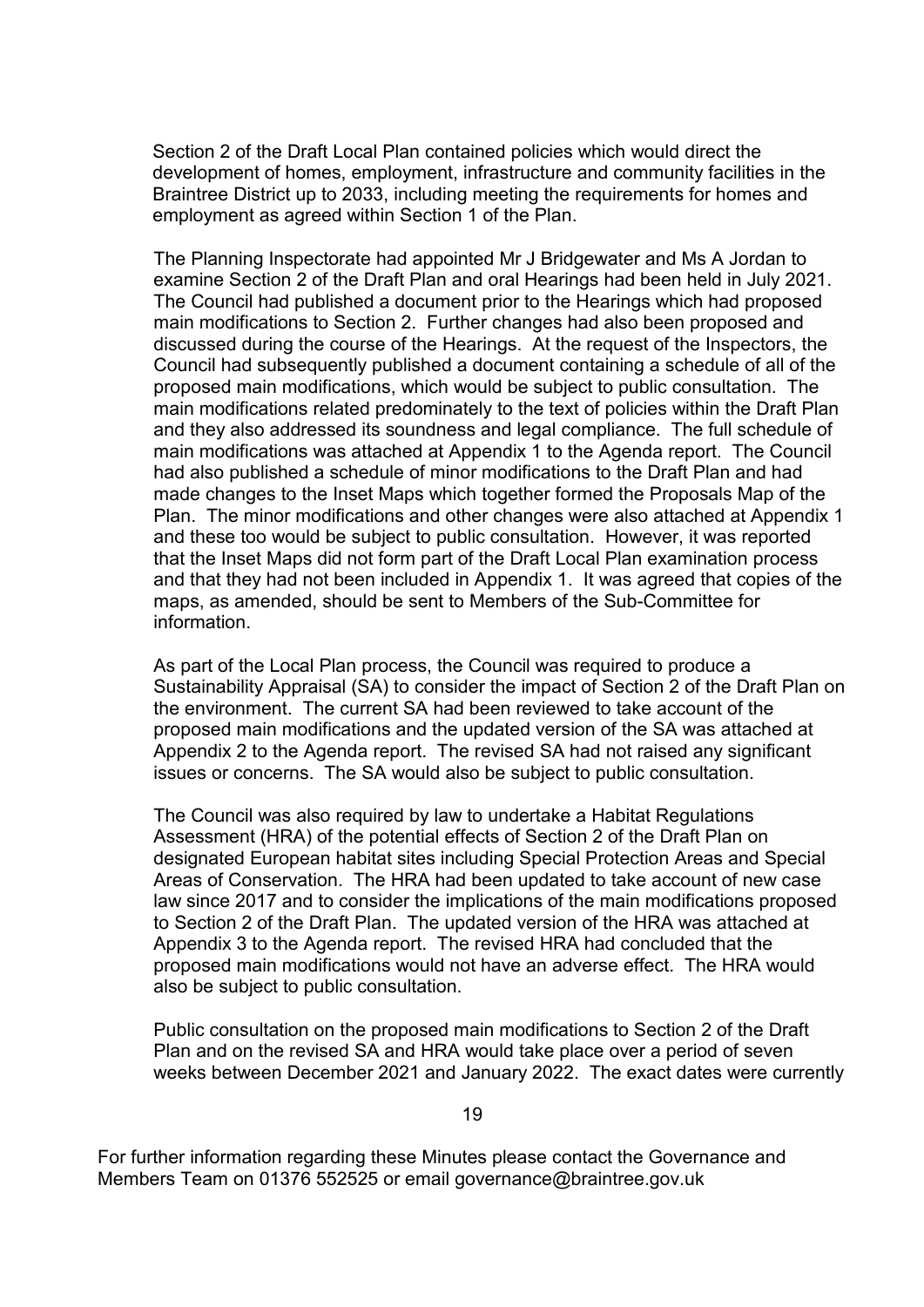Section 2 of the Draft Local Plan contained policies which would direct the development of homes, employment, infrastructure and community facilities in the Braintree District up to 2033, including meeting the requirements for homes and employment as agreed within Section 1 of the Plan.

The Planning Inspectorate had appointed Mr J Bridgewater and Ms A Jordan to examine Section 2 of the Draft Plan and oral Hearings had been held in July 2021. The Council had published a document prior to the Hearings which had proposed main modifications to Section 2. Further changes had also been proposed and discussed during the course of the Hearings. At the request of the Inspectors, the Council had subsequently published a document containing a schedule of all of the proposed main modifications, which would be subject to public consultation. The main modifications related predominately to the text of policies within the Draft Plan and they also addressed its soundness and legal compliance. The full schedule of main modifications was attached at Appendix 1 to the Agenda report. The Council had also published a schedule of minor modifications to the Draft Plan and had made changes to the Inset Maps which together formed the Proposals Map of the Plan. The minor modifications and other changes were also attached at Appendix 1 and these too would be subject to public consultation. However, it was reported that the Inset Maps did not form part of the Draft Local Plan examination process and that they had not been included in Appendix 1. It was agreed that copies of the maps, as amended, should be sent to Members of the Sub-Committee for information.

As part of the Local Plan process, the Council was required to produce a Sustainability Appraisal (SA) to consider the impact of Section 2 of the Draft Plan on the environment. The current SA had been reviewed to take account of the proposed main modifications and the updated version of the SA was attached at Appendix 2 to the Agenda report. The revised SA had not raised any significant issues or concerns. The SA would also be subject to public consultation.

The Council was also required by law to undertake a Habitat Regulations Assessment (HRA) of the potential effects of Section 2 of the Draft Plan on designated European habitat sites including Special Protection Areas and Special Areas of Conservation. The HRA had been updated to take account of new case law since 2017 and to consider the implications of the main modifications proposed to Section 2 of the Draft Plan. The updated version of the HRA was attached at Appendix 3 to the Agenda report. The revised HRA had concluded that the proposed main modifications would not have an adverse effect. The HRA would also be subject to public consultation.

Public consultation on the proposed main modifications to Section 2 of the Draft Plan and on the revised SA and HRA would take place over a period of seven weeks between December 2021 and January 2022. The exact dates were currently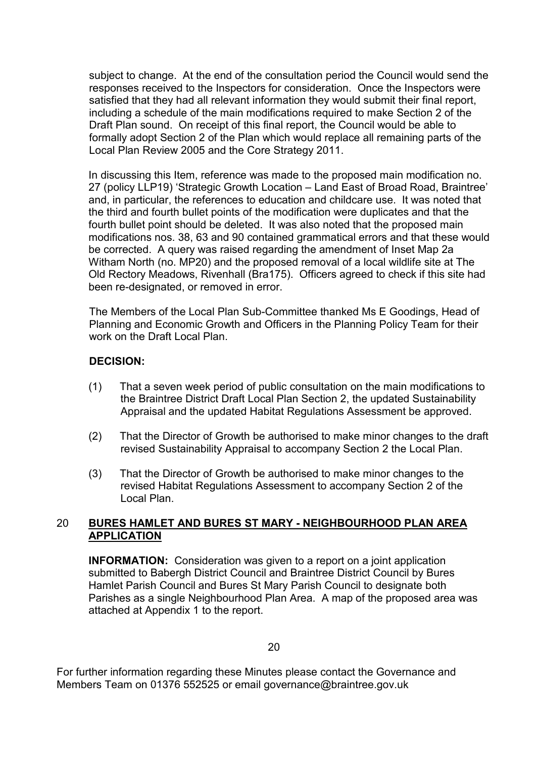subject to change. At the end of the consultation period the Council would send the responses received to the Inspectors for consideration. Once the Inspectors were satisfied that they had all relevant information they would submit their final report, including a schedule of the main modifications required to make Section 2 of the Draft Plan sound. On receipt of this final report, the Council would be able to formally adopt Section 2 of the Plan which would replace all remaining parts of the Local Plan Review 2005 and the Core Strategy 2011.

In discussing this Item, reference was made to the proposed main modification no. 27 (policy LLP19) 'Strategic Growth Location – Land East of Broad Road, Braintree' and, in particular, the references to education and childcare use. It was noted that the third and fourth bullet points of the modification were duplicates and that the fourth bullet point should be deleted. It was also noted that the proposed main modifications nos. 38, 63 and 90 contained grammatical errors and that these would be corrected. A query was raised regarding the amendment of Inset Map 2a Witham North (no. MP20) and the proposed removal of a local wildlife site at The Old Rectory Meadows, Rivenhall (Bra175). Officers agreed to check if this site had been re-designated, or removed in error.

The Members of the Local Plan Sub-Committee thanked Ms E Goodings, Head of Planning and Economic Growth and Officers in the Planning Policy Team for their work on the Draft Local Plan.

**DECISION:**

(1) That a seven week period of public consultation on the main modifications to the Braintree District Draft Local Plan Section 2, the updated Sustainability Appraisal and the updated Habitat Regulations Assessment be approved.

(2) That the Director of Growth be authorised to make minor changes to the draft revised Sustainability Appraisal to accompany Section 2 the Local Plan.

(3) That the Director of Growth be authorised to make minor changes to the revised Habitat Regulations Assessment to accompany Section 2 of the Local Plan.

## 20 BURES HAMLET AND BURES ST MARY - NEIGHBOURHOOD PLAN AREA APPLICATION

**INFORMATION:** Consideration was given to a report on a joint application submitted to Babergh District Council and Braintree District Council by Bures Hamlet Parish Council and Bures St Mary Parish Council to designate both Parishes as a single Neighbourhood Plan Area. A map of the proposed area was attached at Appendix 1 to the report.

For further information regarding these Minutes please contact the Governance and Members Team on 01376 552525 or email governance@braintree.gov.uk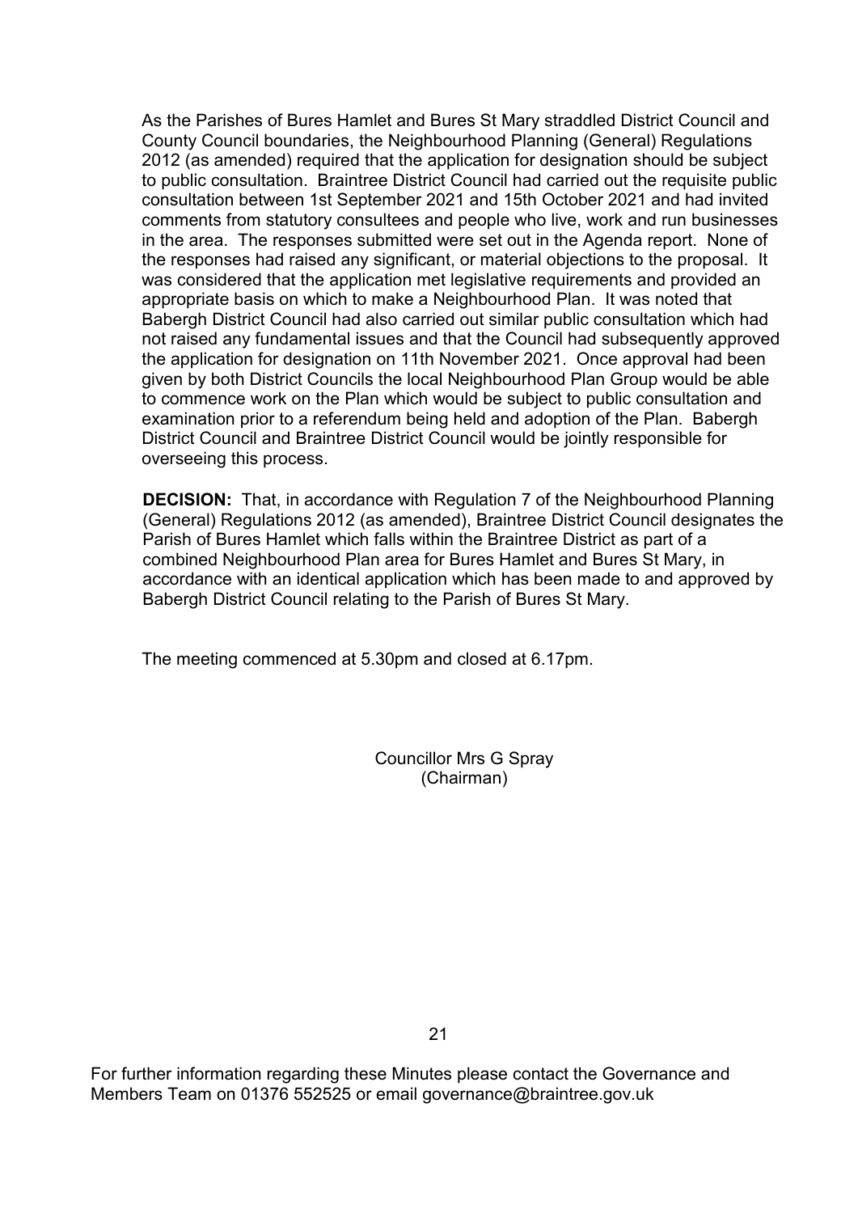As the Parishes of Bures Hamlet and Bures St Mary straddled District Council and County Council boundaries, the Neighbourhood Planning (General) Regulations 2012 (as amended) required that the application for designation should be subject to public consultation. Braintree District Council had carried out the requisite public consultation between 1st September 2021 and 15th October 2021 and had invited comments from statutory consultees and people who live, work and run businesses in the area. The responses submitted were set out in the Agenda report. None of the responses had raised any significant, or material objections to the proposal. It was considered that the application met legislative requirements and provided an appropriate basis on which to make a Neighbourhood Plan. It was noted that Babergh District Council had also carried out similar public consultation which had not raised any fundamental issues and that the Council had subsequently approved the application for designation on 11th November 2021. Once approval had been given by both District Councils the local Neighbourhood Plan Group would be able to commence work on the Plan which would be subject to public consultation and examination prior to a referendum being held and adoption of the Plan. Babergh District Council and Braintree District Council would be jointly responsible for overseeing this process.

**DECISION:** That, in accordance with Regulation 7 of the Neighbourhood Planning (General) Regulations 2012 (as amended), Braintree District Council designates the Parish of Bures Hamlet which falls within the Braintree District as part of a combined Neighbourhood Plan area for Bures Hamlet and Bures St Mary, in accordance with an identical application which has been made to and approved by Babergh District Council relating to the Parish of Bures St Mary.

The meeting commenced at 5.30pm and closed at 6.17pm.

Councillor Mrs G Spray
(Chairman)

For further information regarding these Minutes please contact the Governance and Members Team on 01376 552525 or email governance@braintree.gov.uk